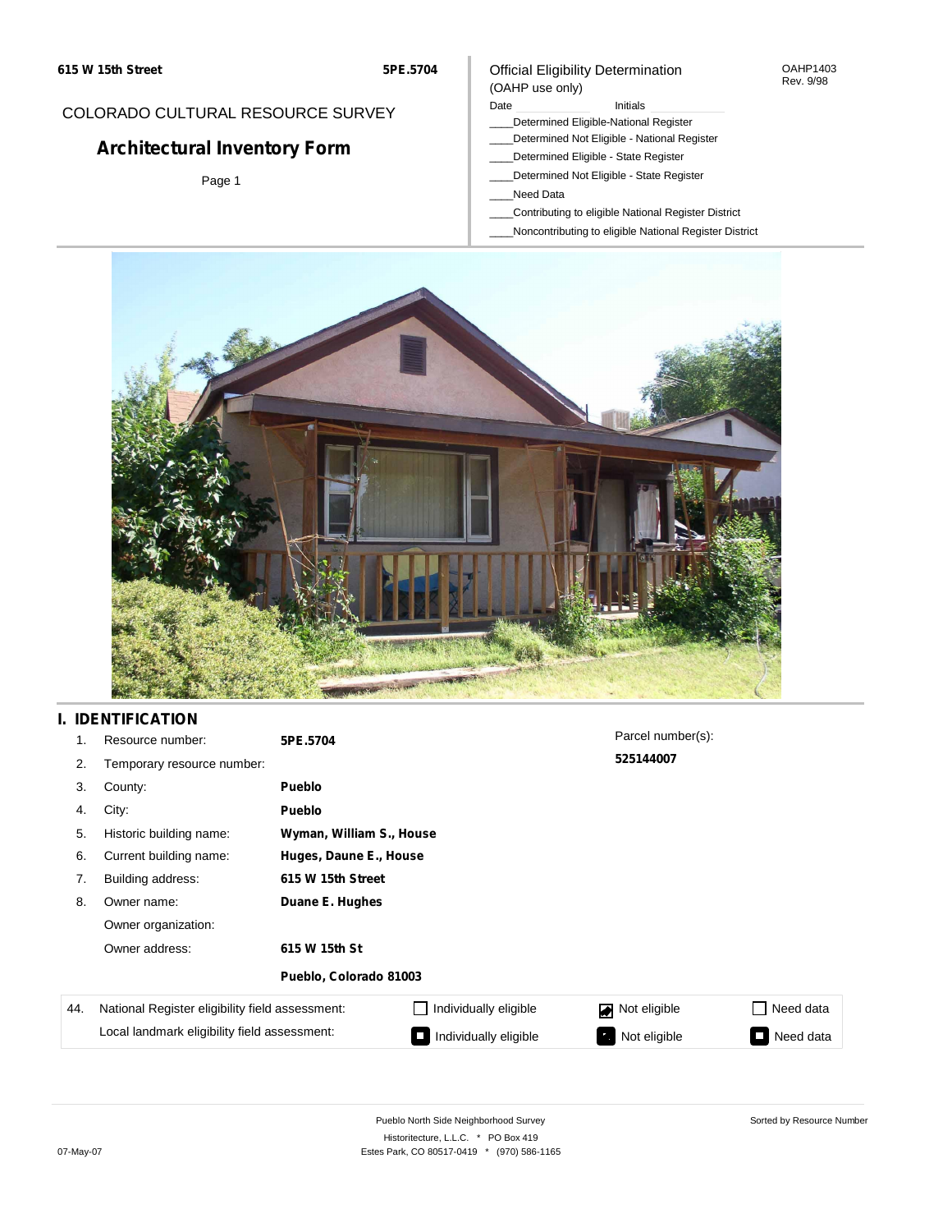615 W 15th Street

5PE.5704

COLORADO CULTURAL RESOURCE SURVEY

# Architectural Inventory Form

Page 1

Official Eligibility Determination
(OAHP use only)

OAHP1403
Rev. 9/98

Date ____________ Initials ____________

____Determined Eligible-National Register
____Determined Not Eligible - National Register
____Determined Eligible - State Register
____Determined Not Eligible - State Register
____Need Data
____Contributing to eligible National Register District
____Noncontributing to eligible National Register District

## I. IDENTIFICATION

1. Resource number: **5PE.5704**
2. Temporary resource number:
3. County: **Pueblo**
4. City: **Pueblo**
5. Historic building name: **Wyman, William S., House**
6. Current building name: **Huges, Daune E., House**
7. Building address: **615 W 15th Street**
8. Owner name: **Duane E. Hughes**
   Owner organization:
   Owner address: **615 W 15th St**
   **Pueblo, Colorado 81003**

Parcel number(s): **525144007**

| 44. | | | | |
|---|---|---|---|---|
| | National Register eligibility field assessment: | ☐ Individually eligible | ☑ Not eligible | ☐ Need data |
| | Local landmark eligibility field assessment: | ■ Individually eligible | ■ Not eligible | ■ Need data |

Pueblo North Side Neighborhood Survey
Historitecture, L.L.C. * PO Box 419
Estes Park, CO 80517-0419 * (970) 586-1165

Sorted by Resource Number

07-May-07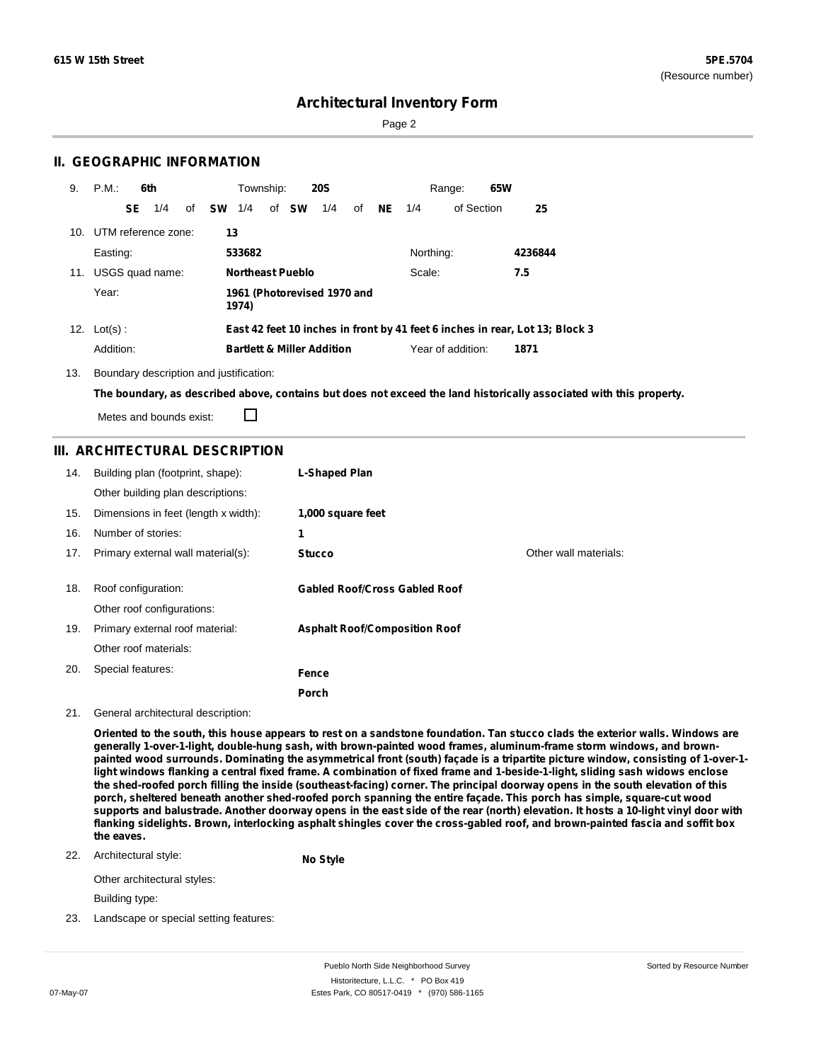## II. GEOGRAPHIC INFORMATION

9. P.M.: **6th** Township: **20S** Range: **65W**

**SE** 1/4 of **SW** 1/4 of **SW** 1/4 of **NE** 1/4 of Section **25**

10. UTM reference zone: **13**

Easting: **533682** Northing: **4236844**

11. USGS quad name: **Northeast Pueblo** Scale: **7.5**

Year: **1961 (Photorevised 1970 and 1974)**

12. Lot(s) : **East 42 feet 10 inches in front by 41 feet 6 inches in rear, Lot 13; Block 3**

Addition: **Bartlett & Miller Addition** Year of addition: **1871**

13. Boundary description and justification:

**The boundary, as described above, contains but does not exceed the land historically associated with this property.**

Metes and bounds exist: ☐

## III. ARCHITECTURAL DESCRIPTION

14. Building plan (footprint, shape): **L-Shaped Plan**

Other building plan descriptions:

15. Dimensions in feet (length x width): **1,000 square feet**

16. Number of stories: **1**

17. Primary external wall material(s): **Stucco** Other wall materials:

18. Roof configuration: **Gabled Roof/Cross Gabled Roof**

Other roof configurations:

19. Primary external roof material: **Asphalt Roof/Composition Roof**

Other roof materials:

20. Special features: **Fence**

**Porch**

21. General architectural description:

**Oriented to the south, this house appears to rest on a sandstone foundation. Tan stucco clads the exterior walls. Windows are generally 1-over-1-light, double-hung sash, with brown-painted wood frames, aluminum-frame storm windows, and brown-painted wood surrounds. Dominating the asymmetrical front (south) façade is a tripartite picture window, consisting of 1-over-1-light windows flanking a central fixed frame. A combination of fixed frame and 1-beside-1-light, sliding sash widows enclose the shed-roofed porch filling the inside (southeast-facing) corner. The principal doorway opens in the south elevation of this porch, sheltered beneath another shed-roofed porch spanning the entire façade. This porch has simple, square-cut wood supports and balustrade. Another doorway opens in the east side of the rear (north) elevation. It hosts a 10-light vinyl door with flanking sidelights. Brown, interlocking asphalt shingles cover the cross-gabled roof, and brown-painted fascia and soffit box the eaves.**

22. Architectural style: **No Style**

Other architectural styles:

Building type:

23. Landscape or special setting features: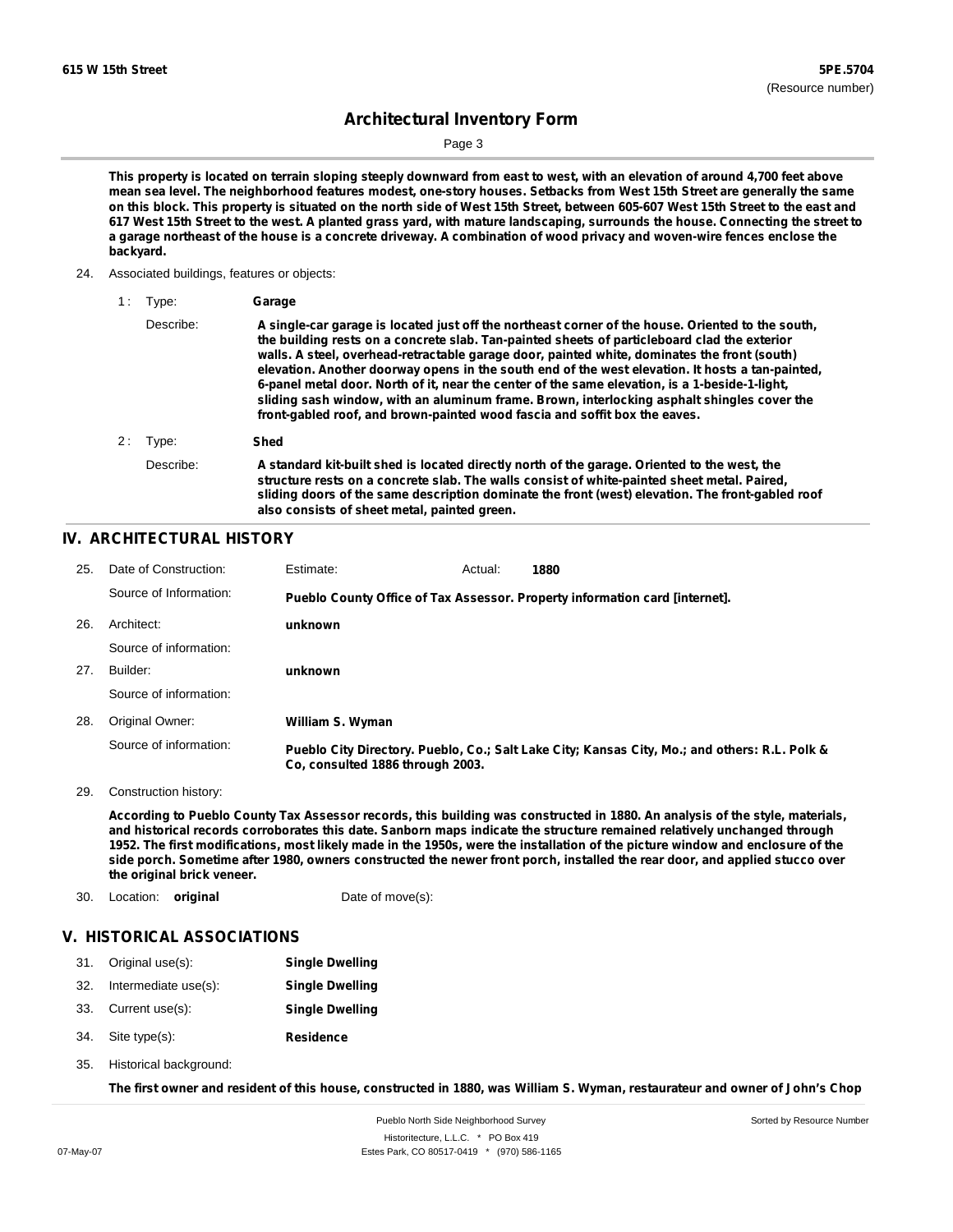This property is located on terrain sloping steeply downward from east to west, with an elevation of around 4,700 feet above mean sea level. The neighborhood features modest, one-story houses. Setbacks from West 15th Street are generally the same on this block. This property is situated on the north side of West 15th Street, between 605-607 West 15th Street to the east and 617 West 15th Street to the west. A planted grass yard, with mature landscaping, surrounds the house. Connecting the street to a garage northeast of the house is a concrete driveway. A combination of wood privacy and woven-wire fences enclose the backyard.

24. Associated buildings, features or objects:

1 : Type: **Garage**

Describe: **A single-car garage is located just off the northeast corner of the house. Oriented to the south, the building rests on a concrete slab. Tan-painted sheets of particleboard clad the exterior walls. A steel, overhead-retractable garage door, painted white, dominates the front (south) elevation. Another doorway opens in the south end of the west elevation. It hosts a tan-painted, 6-panel metal door. North of it, near the center of the same elevation, is a 1-beside-1-light, sliding sash window, with an aluminum frame. Brown, interlocking asphalt shingles cover the front-gabled roof, and brown-painted wood fascia and soffit box the eaves.**

2 : Type: **Shed**

Describe: **A standard kit-built shed is located directly north of the garage. Oriented to the west, the structure rests on a concrete slab. The walls consist of white-painted sheet metal. Paired, sliding doors of the same description dominate the front (west) elevation. The front-gabled roof also consists of sheet metal, painted green.**

## IV. ARCHITECTURAL HISTORY

25. Date of Construction: Estimate: Actual: **1880**

Source of Information: **Pueblo County Office of Tax Assessor. Property information card [internet].**

26. Architect: **unknown**

Source of information:

27. Builder: **unknown**

Source of information:

28. Original Owner: **William S. Wyman**

Source of information: **Pueblo City Directory. Pueblo, Co.; Salt Lake City; Kansas City, Mo.; and others: R.L. Polk & Co, consulted 1886 through 2003.**

29. Construction history:

**According to Pueblo County Tax Assessor records, this building was constructed in 1880. An analysis of the style, materials, and historical records corroborates this date. Sanborn maps indicate the structure remained relatively unchanged through 1952. The first modifications, most likely made in the 1950s, were the installation of the picture window and enclosure of the side porch. Sometime after 1980, owners constructed the newer front porch, installed the rear door, and applied stucco over the original brick veneer.**

30. Location: **original** Date of move(s):

## V. HISTORICAL ASSOCIATIONS

31. Original use(s): **Single Dwelling**
32. Intermediate use(s): **Single Dwelling**
33. Current use(s): **Single Dwelling**
34. Site type(s): **Residence**
35. Historical background:

**The first owner and resident of this house, constructed in 1880, was William S. Wyman, restaurateur and owner of John's Chop**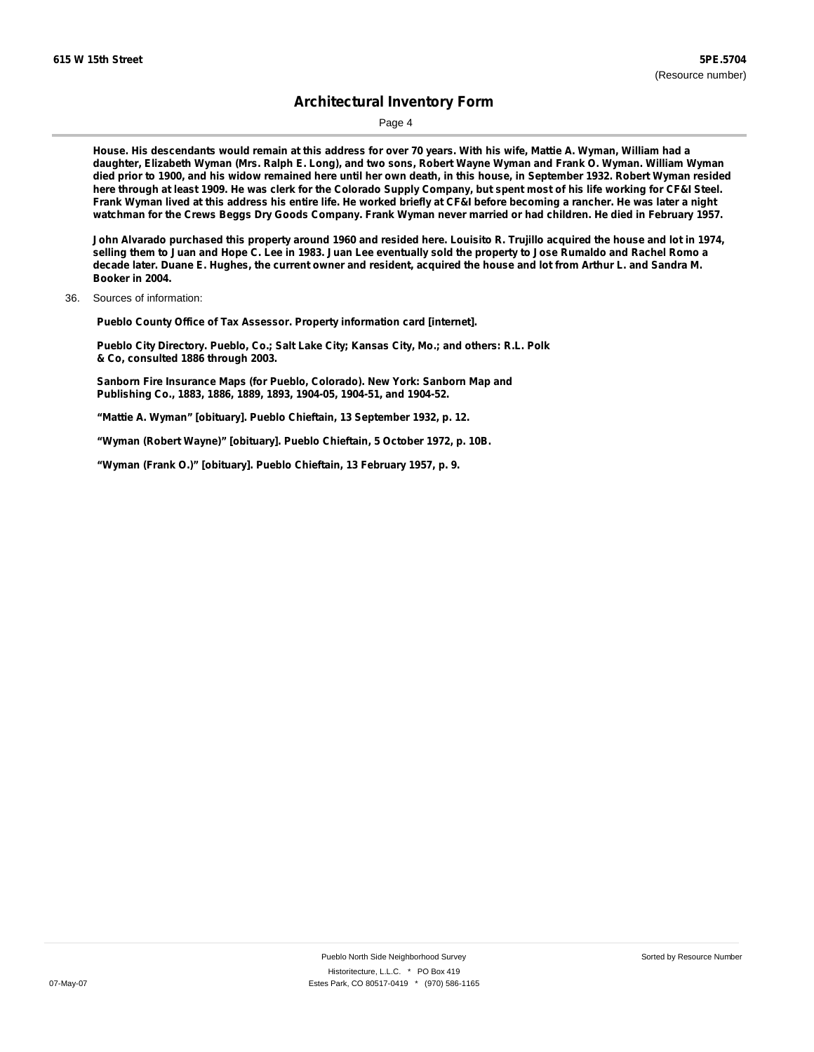House. His descendants would remain at this address for over 70 years. With his wife, Mattie A. Wyman, William had a daughter, Elizabeth Wyman (Mrs. Ralph E. Long), and two sons, Robert Wayne Wyman and Frank O. Wyman. William Wyman died prior to 1900, and his widow remained here until her own death, in this house, in September 1932. Robert Wyman resided here through at least 1909. He was clerk for the Colorado Supply Company, but spent most of his life working for CF&I Steel. Frank Wyman lived at this address his entire life. He worked briefly at CF&I before becoming a rancher. He was later a night watchman for the Crews Beggs Dry Goods Company. Frank Wyman never married or had children. He died in February 1957.

John Alvarado purchased this property around 1960 and resided here. Louisito R. Trujillo acquired the house and lot in 1974, selling them to Juan and Hope C. Lee in 1983. Juan Lee eventually sold the property to Jose Rumaldo and Rachel Romo a decade later. Duane E. Hughes, the current owner and resident, acquired the house and lot from Arthur L. and Sandra M. Booker in 2004.

36. Sources of information:

Pueblo County Office of Tax Assessor. Property information card [internet].

Pueblo City Directory. Pueblo, Co.; Salt Lake City; Kansas City, Mo.; and others: R.L. Polk & Co, consulted 1886 through 2003.

Sanborn Fire Insurance Maps (for Pueblo, Colorado). New York: Sanborn Map and Publishing Co., 1883, 1886, 1889, 1893, 1904-05, 1904-51, and 1904-52.

"Mattie A. Wyman" [obituary]. Pueblo Chieftain, 13 September 1932, p. 12.

"Wyman (Robert Wayne)" [obituary]. Pueblo Chieftain, 5 October 1972, p. 10B.

"Wyman (Frank O.)" [obituary]. Pueblo Chieftain, 13 February 1957, p. 9.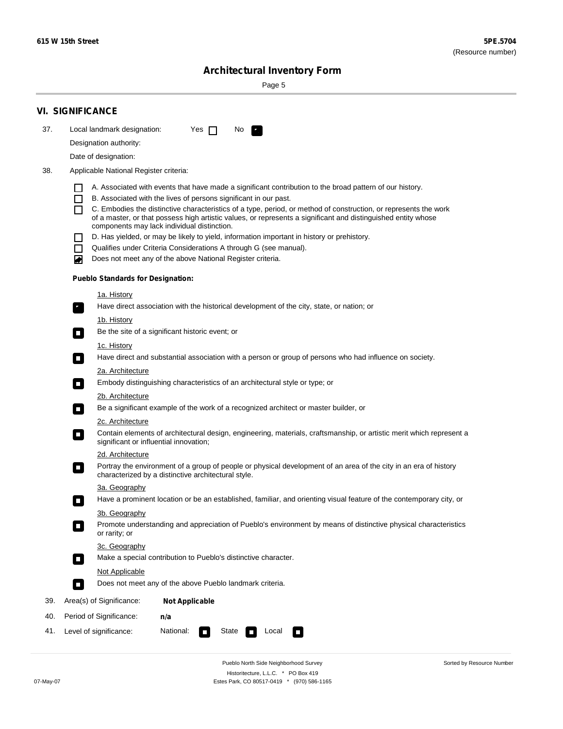**615 W 15th Street** **5PE.5704**
(Resource number)

# Architectural Inventory Form

## VI. SIGNIFICANCE

37. Local landmark designation: Yes ☐ No ☑

 Designation authority:

 Date of designation:

38. Applicable National Register criteria:

 ☐ A. Associated with events that have made a significant contribution to the broad pattern of our history.
 ☐ B. Associated with the lives of persons significant in our past.
 ☐ C. Embodies the distinctive characteristics of a type, period, or method of construction, or represents the work of a master, or that possess high artistic values, or represents a significant and distinguished entity whose components may lack individual distinction.
 ☐ D. Has yielded, or may be likely to yield, information important in history or prehistory.
 ☐ Qualifies under Criteria Considerations A through G (see manual).
 ☑ Does not meet any of the above National Register criteria.

 **Pueblo Standards for Designation:**

 1a. History
 ☑ Have direct association with the historical development of the city, state, or nation; or

 1b. History
 ☐ Be the site of a significant historic event; or

 1c. History
 ☐ Have direct and substantial association with a person or group of persons who had influence on society.

 2a. Architecture
 ☐ Embody distinguishing characteristics of an architectural style or type; or

 2b. Architecture
 ☐ Be a significant example of the work of a recognized architect or master builder, or

 2c. Architecture
 ☐ Contain elements of architectural design, engineering, materials, craftsmanship, or artistic merit which represent a significant or influential innovation;

 2d. Architecture
 ☐ Portray the environment of a group of people or physical development of an area of the city in an era of history characterized by a distinctive architectural style.

 3a. Geography
 ☐ Have a prominent location or be an established, familiar, and orienting visual feature of the contemporary city, or

 3b. Geography
 ☐ Promote understanding and appreciation of Pueblo's environment by means of distinctive physical characteristics or rarity; or

 3c. Geography
 ☐ Make a special contribution to Pueblo's distinctive character.

 Not Applicable
 ☐ Does not meet any of the above Pueblo landmark criteria.

39. Area(s) of Significance: **Not Applicable**

40. Period of Significance: **n/a**

41. Level of significance: National: ☐ State ☐ Local ☐

Pueblo North Side Neighborhood Survey
Historitecture, L.L.C. * PO Box 419
Estes Park, CO 80517-0419 * (970) 586-1165

Sorted by Resource Number

07-May-07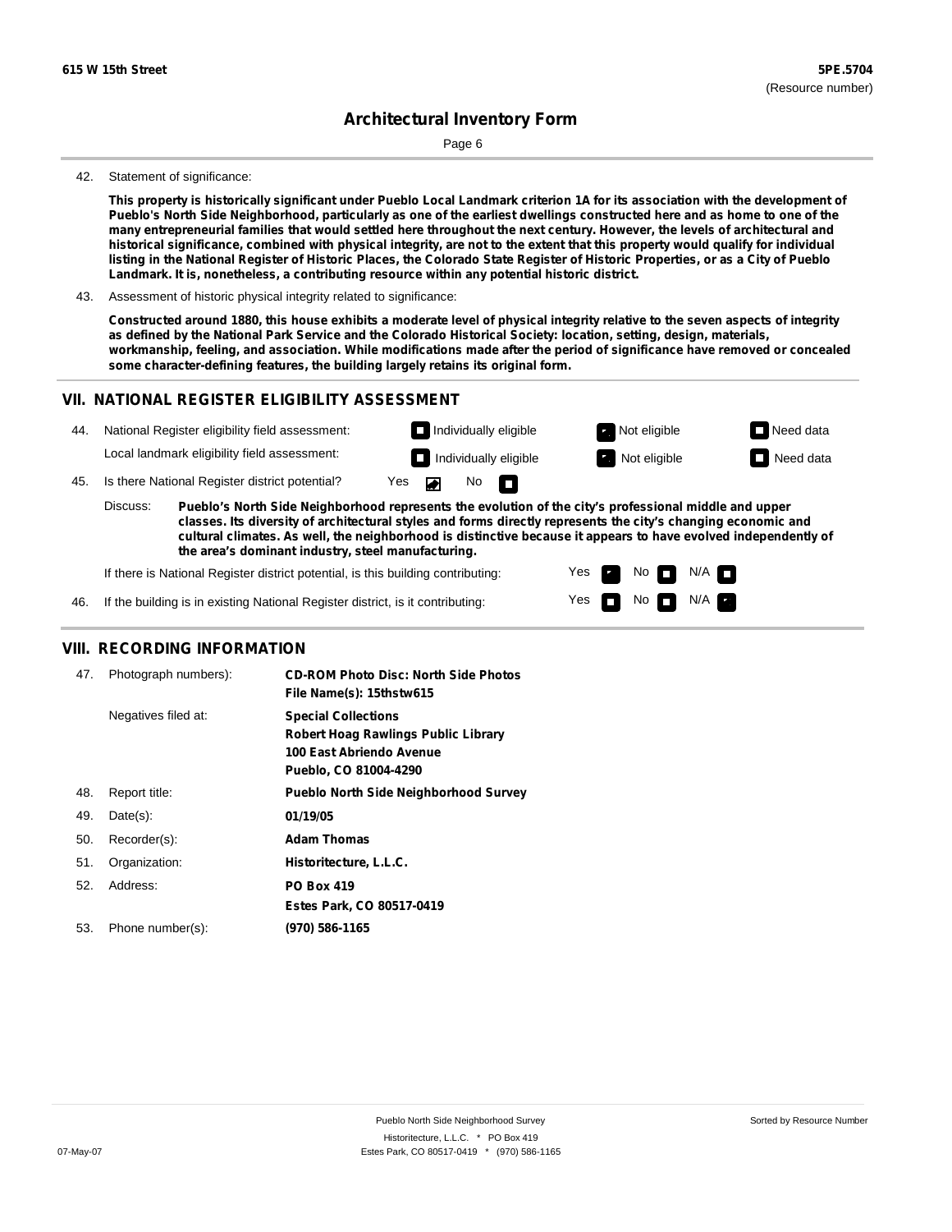42. Statement of significance:

**This property is historically significant under Pueblo Local Landmark criterion 1A for its association with the development of Pueblo's North Side Neighborhood, particularly as one of the earliest dwellings constructed here and as home to one of the many entrepreneurial families that would settled here throughout the next century. However, the levels of architectural and historical significance, combined with physical integrity, are not to the extent that this property would qualify for individual listing in the National Register of Historic Places, the Colorado State Register of Historic Properties, or as a City of Pueblo Landmark. It is, nonetheless, a contributing resource within any potential historic district.**

43. Assessment of historic physical integrity related to significance:

**Constructed around 1880, this house exhibits a moderate level of physical integrity relative to the seven aspects of integrity as defined by the National Park Service and the Colorado Historical Society: location, setting, design, materials, workmanship, feeling, and association. While modifications made after the period of significance have removed or concealed some character-defining features, the building largely retains its original form.**

## VII. NATIONAL REGISTER ELIGIBILITY ASSESSMENT

44. National Register eligibility field assessment: ☐ Individually eligible ☑ Not eligible ☐ Need data

Local landmark eligibility field assessment: ☐ Individually eligible ☑ Not eligible ☐ Need data

45. Is there National Register district potential? Yes ☑ No ☐

Discuss: **Pueblo's North Side Neighborhood represents the evolution of the city's professional middle and upper classes. Its diversity of architectural styles and forms directly represents the city's changing economic and cultural climates. As well, the neighborhood is distinctive because it appears to have evolved independently of the area's dominant industry, steel manufacturing.**

If there is National Register district potential, is this building contributing: Yes ☑ No ☐ N/A ☐

46. If the building is in existing National Register district, is it contributing: Yes ☐ No ☐ N/A ☑

## VIII. RECORDING INFORMATION

47. Photograph numbers): **CD-ROM Photo Disc: North Side Photos**
**File Name(s): 15thstw615**

Negatives filed at: **Special Collections**
**Robert Hoag Rawlings Public Library**
**100 East Abriendo Avenue**
**Pueblo, CO 81004-4290**

48. Report title: **Pueblo North Side Neighborhood Survey**

49. Date(s): **01/19/05**

50. Recorder(s): **Adam Thomas**

51. Organization: **Historitecture, L.L.C.**

52. Address: **PO Box 419**
**Estes Park, CO 80517-0419**

53. Phone number(s): **(970) 586-1165**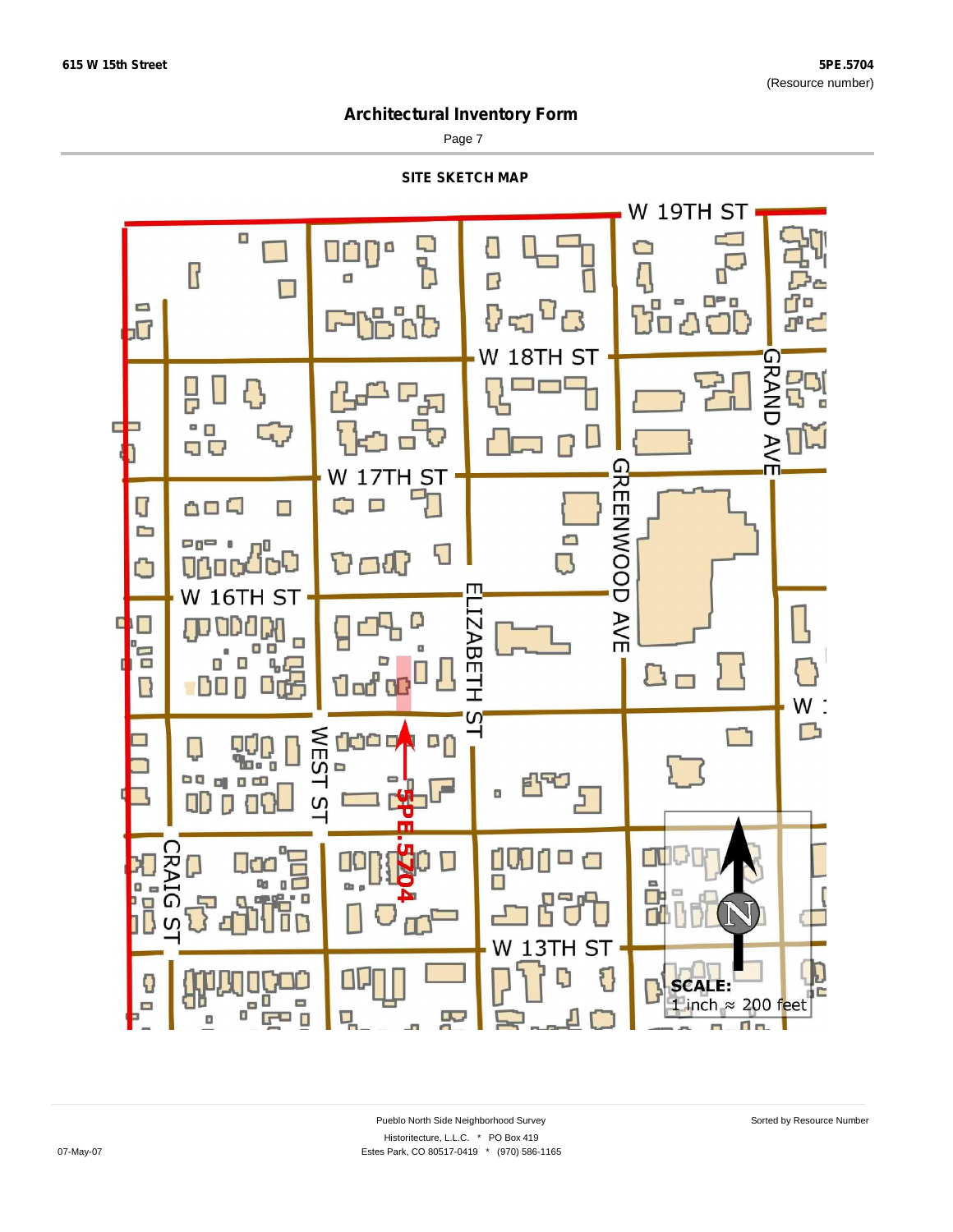## Architectural Inventory Form

### SITE SKETCH MAP

W 19TH ST

W 18TH ST

W 17TH ST

W 16TH ST

GRAND AVE

GREENWOOD AVE

ELIZABETH ST

WEST ST

CRAIG ST

W 13TH ST

5PE.5704

N

SCALE:
1 inch ≈ 200 feet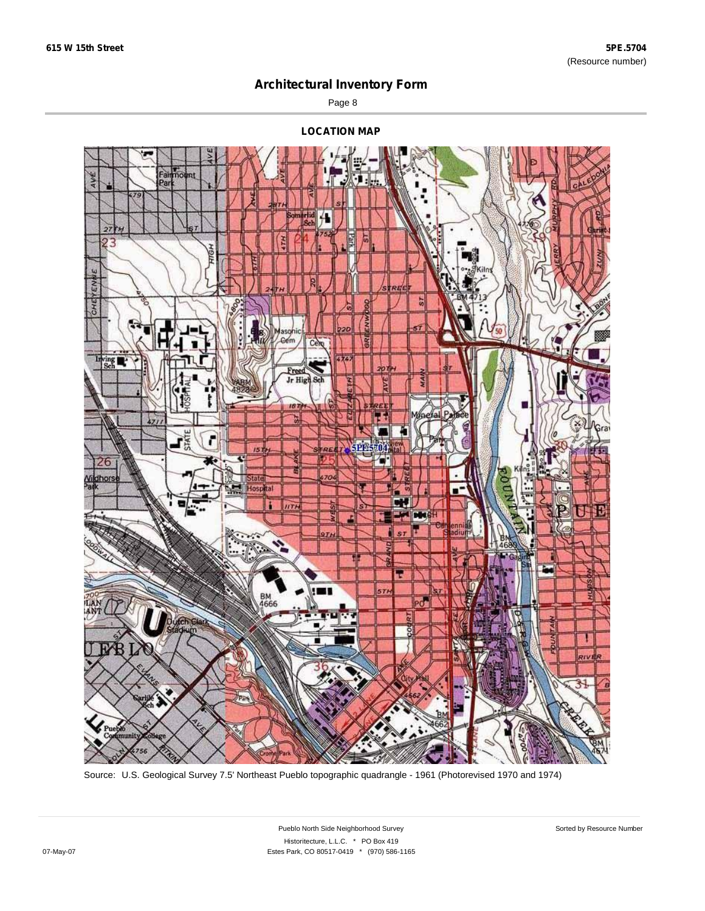## LOCATION MAP

Source: U.S. Geological Survey 7.5' Northeast Pueblo topographic quadrangle - 1961 (Photorevised 1970 and 1974)